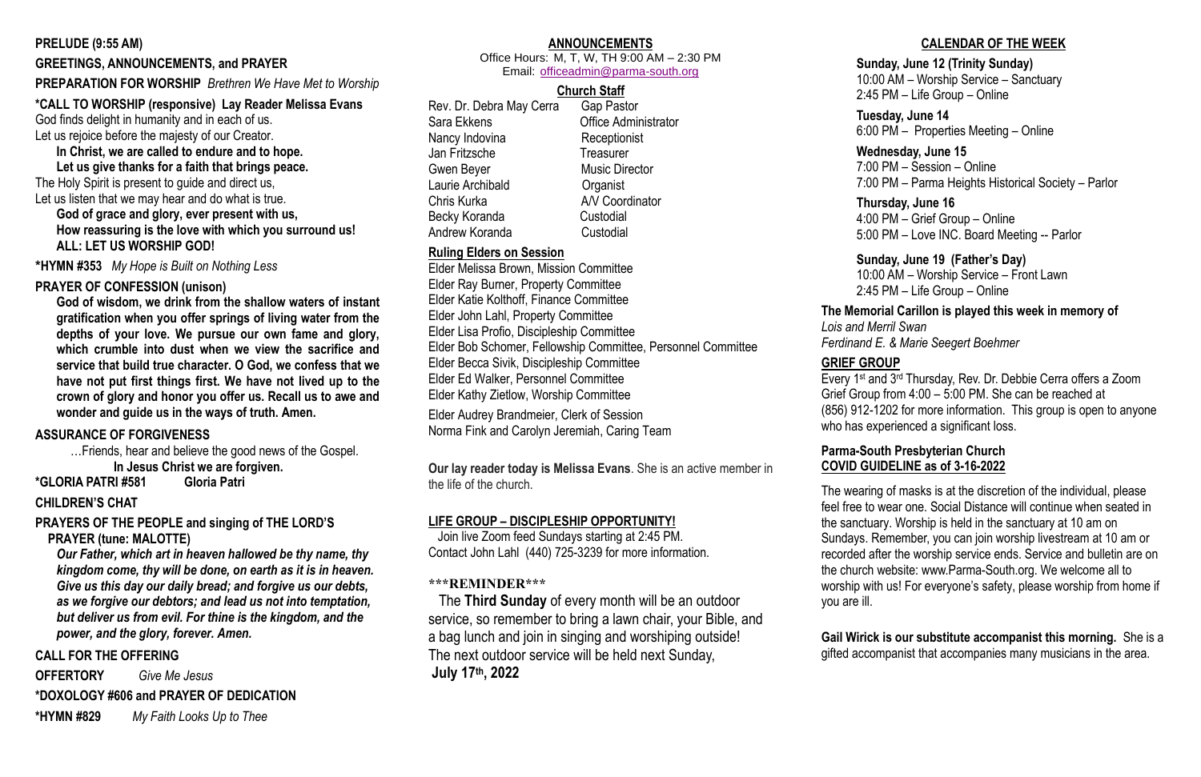**PRELUDE (9:55 AM)**

**GREETINGS, ANNOUNCEMENTS, and PRAYER**

**PREPARATION FOR WORSHIP** *Brethren We Have Met to Worship*

**\*CALL TO WORSHIP (responsive) Lay Reader Melissa Evans**

God finds delight in humanity and in each of us.
Let us rejoice before the majesty of our Creator.

**In Christ, we are called to endure and to hope.**
**Let us give thanks for a faith that brings peace.**

The Holy Spirit is present to guide and direct us,
Let us listen that we may hear and do what is true.

**God of grace and glory, ever present with us,**
**How reassuring is the love with which you surround us!**
**ALL: LET US WORSHIP GOD!**

**\*HYMN #353** *My Hope is Built on Nothing Less*

**PRAYER OF CONFESSION (unison)**

**God of wisdom, we drink from the shallow waters of instant gratification when you offer springs of living water from the depths of your love. We pursue our own fame and glory, which crumble into dust when we view the sacrifice and service that build true character. O God, we confess that we have not put first things first. We have not lived up to the crown of glory and honor you offer us. Recall us to awe and wonder and guide us in the ways of truth. Amen.**

**ASSURANCE OF FORGIVENESS**

…Friends, hear and believe the good news of the Gospel.
**In Jesus Christ we are forgiven.**

**\*GLORIA PATRI #581 Gloria Patri**

**CHILDREN'S CHAT**

**PRAYERS OF THE PEOPLE and singing of THE LORD'S PRAYER (tune: MALOTTE)**

***Our Father, which art in heaven hallowed be thy name, thy kingdom come, thy will be done, on earth as it is in heaven. Give us this day our daily bread; and forgive us our debts, as we forgive our debtors; and lead us not into temptation, but deliver us from evil. For thine is the kingdom, and the power, and the glory, forever. Amen.***

**CALL FOR THE OFFERING**

**OFFERTORY** *Give Me Jesus*

**\*DOXOLOGY #606 and PRAYER OF DEDICATION**

**\*HYMN #829** *My Faith Looks Up to Thee*

## ANNOUNCEMENTS

Office Hours: M, T, W, TH 9:00 AM – 2:30 PM
Email: officeadmin@parma-south.org

### Church Staff

| | |
|---|---|
| Rev. Dr. Debra May Cerra | Gap Pastor |
| Sara Ekkens | Office Administrator |
| Nancy Indovina | Receptionist |
| Jan Fritzsche | Treasurer |
| Gwen Beyer | Music Director |
| Laurie Archibald | Organist |
| Chris Kurka | A/V Coordinator |
| Becky Koranda | Custodial |
| Andrew Koranda | Custodial |

### Ruling Elders on Session

Elder Melissa Brown, Mission Committee
Elder Ray Burner, Property Committee
Elder Katie Kolthoff, Finance Committee
Elder John Lahl, Property Committee
Elder Lisa Profio, Discipleship Committee
Elder Bob Schomer, Fellowship Committee, Personnel Committee
Elder Becca Sivik, Discipleship Committee
Elder Ed Walker, Personnel Committee
Elder Kathy Zietlow, Worship Committee

Elder Audrey Brandmeier, Clerk of Session
Norma Fink and Carolyn Jeremiah, Caring Team

**Our lay reader today is Melissa Evans**. She is an active member in the life of the church.

### LIFE GROUP – DISCIPLESHIP OPPORTUNITY!

Join live Zoom feed Sundays starting at 2:45 PM.
Contact John Lahl (440) 725-3239 for more information.

**\*\*\*REMINDER\*\*\***

The **Third Sunday** of every month will be an outdoor service, so remember to bring a lawn chair, your Bible, and a bag lunch and join in singing and worshiping outside! The next outdoor service will be held next Sunday, **July 17th, 2022**

## CALENDAR OF THE WEEK

**Sunday, June 12 (Trinity Sunday)**
10:00 AM – Worship Service – Sanctuary
2:45 PM – Life Group – Online

**Tuesday, June 14**
6:00 PM – Properties Meeting – Online

**Wednesday, June 15**
7:00 PM – Session – Online
7:00 PM – Parma Heights Historical Society – Parlor

**Thursday, June 16**
4:00 PM – Grief Group – Online
5:00 PM – Love INC. Board Meeting -- Parlor

**Sunday, June 19 (Father's Day)**
10:00 AM – Worship Service – Front Lawn
2:45 PM – Life Group – Online

**The Memorial Carillon is played this week in memory of**
*Lois and Merril Swan*
*Ferdinand E. & Marie Seegert Boehmer*

### GRIEF GROUP

Every 1st and 3rd Thursday, Rev. Dr. Debbie Cerra offers a Zoom Grief Group from 4:00 – 5:00 PM. She can be reached at (856) 912-1202 for more information. This group is open to anyone who has experienced a significant loss.

### Parma-South Presbyterian Church COVID GUIDELINE as of 3-16-2022

The wearing of masks is at the discretion of the individual, please feel free to wear one. Social Distance will continue when seated in the sanctuary. Worship is held in the sanctuary at 10 am on Sundays. Remember, you can join worship livestream at 10 am or recorded after the worship service ends. Service and bulletin are on the church website: www.Parma-South.org. We welcome all to worship with us! For everyone's safety, please worship from home if you are ill.

**Gail Wirick is our substitute accompanist this morning.** She is a gifted accompanist that accompanies many musicians in the area.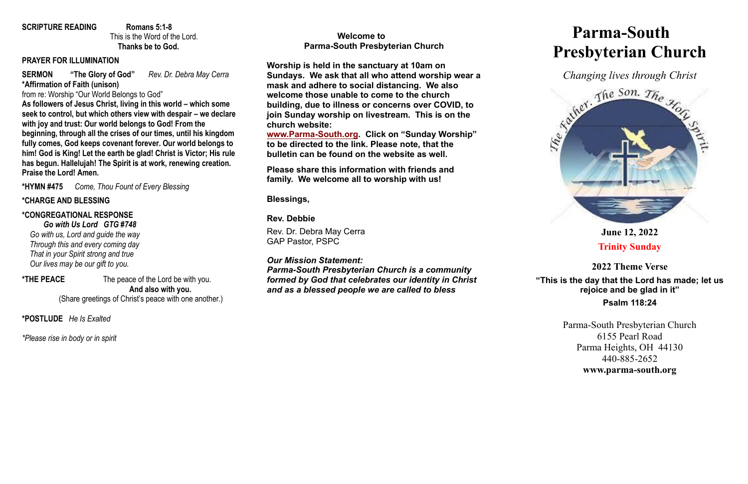**SCRIPTURE READING** **Romans 5:1-8**

This is the Word of the Lord.

**Thanks be to God.**

**PRAYER FOR ILLUMINATION**

**SERMON** **"The Glory of God"** *Rev. Dr. Debra May Cerra*

**\*Affirmation of Faith (unison)**

from re: Worship "Our World Belongs to God"

**As followers of Jesus Christ, living in this world – which some seek to control, but which others view with despair – we declare with joy and trust: Our world belongs to God! From the beginning, through all the crises of our times, until his kingdom fully comes, God keeps covenant forever. Our world belongs to him! God is King! Let the earth be glad! Christ is Victor; His rule has begun. Hallelujah! The Spirit is at work, renewing creation. Praise the Lord! Amen.**

**\*HYMN #475** *Come, Thou Fount of Every Blessing*

**\*CHARGE AND BLESSING**

**\*CONGREGATIONAL RESPONSE**

***Go with Us Lord GTG #748***

*Go with us, Lord and guide the way*
*Through this and every coming day*
*That in your Spirit strong and true*
*Our lives may be our gift to you.*

**\*THE PEACE** The peace of the Lord be with you.

**And also with you.**

(Share greetings of Christ's peace with one another.)

**\*POSTLUDE** *He Is Exalted*

*\*Please rise in body or in spirit*

**Welcome to**
**Parma-South Presbyterian Church**

**Worship is held in the sanctuary at 10am on Sundays. We ask that all who attend worship wear a mask and adhere to social distancing. We also welcome those unable to come to the church building, due to illness or concerns over COVID, to join Sunday worship on livestream. This is on the church website:**
**www.Parma-South.org. Click on "Sunday Worship" to be directed to the link. Please note, that the bulletin can be found on the website as well.**

**Please share this information with friends and family. We welcome all to worship with us!**

**Blessings,**

**Rev. Debbie**

Rev. Dr. Debra May Cerra
GAP Pastor, PSPC

***Our Mission Statement:***
***Parma-South Presbyterian Church is a community formed by God that celebrates our identity in Christ and as a blessed people we are called to bless***

# Parma-South Presbyterian Church

*Changing lives through Christ*

The Father. The Son. The Holy Spirit.

**June 12, 2022**

**Trinity Sunday**

**2022 Theme Verse**

**"This is the day that the Lord has made; let us rejoice and be glad in it"**

**Psalm 118:24**

Parma-South Presbyterian Church
6155 Pearl Road
Parma Heights, OH 44130
440-885-2652
**www.parma-south.org**